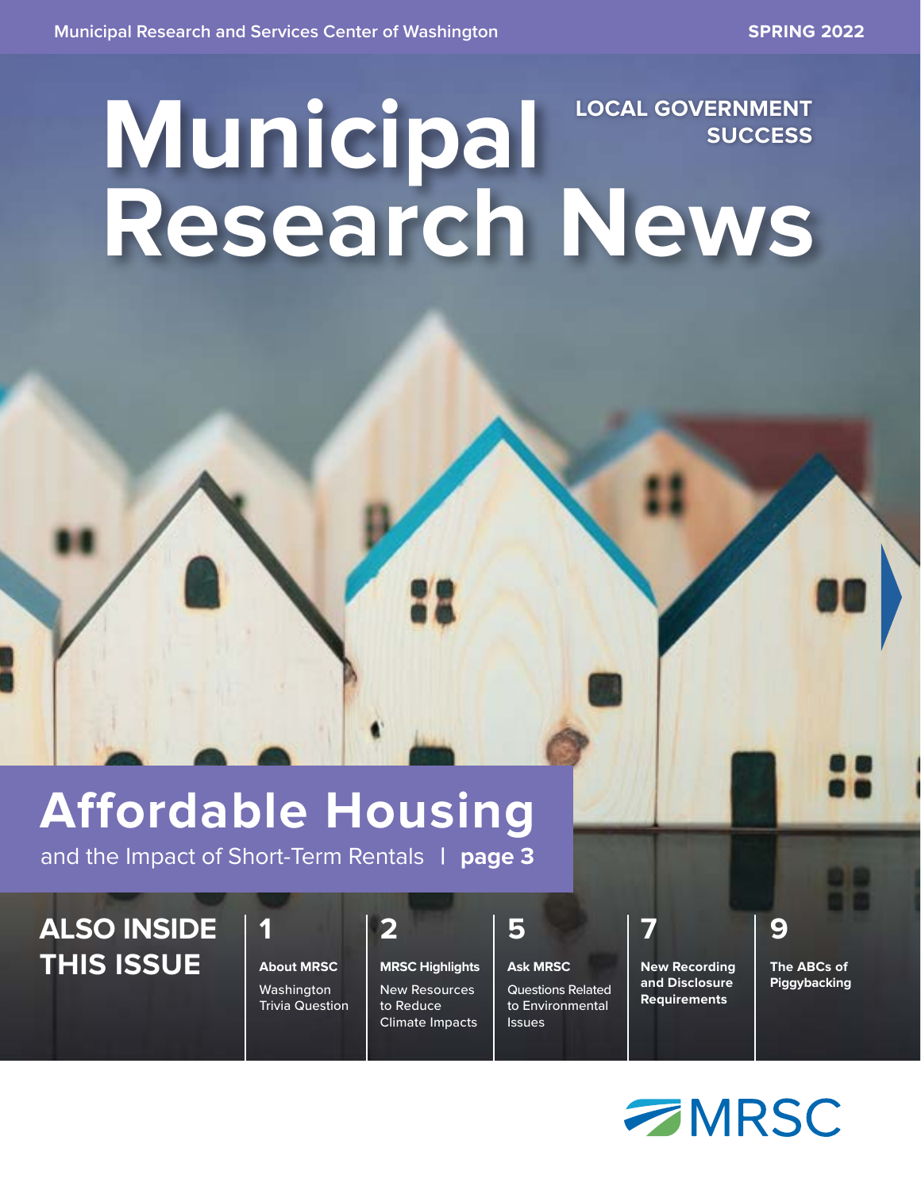Municipal Research and Services Center of Washington

SPRING 2022

# Municipal Research News

LOCAL GOVERNMENT SUCCESS

## Affordable Housing

and the Impact of Short-Term Rentals | **page 3**

## ALSO INSIDE THIS ISSUE

**1**
**About MRSC**
Washington Trivia Question

**2**
**MRSC Highlights**
New Resources to Reduce Climate Impacts

**5**
**Ask MRSC**
Questions Related to Environmental Issues

**7**
**New Recording and Disclosure Requirements**

**9**
**The ABCs of Piggybacking**

MRSC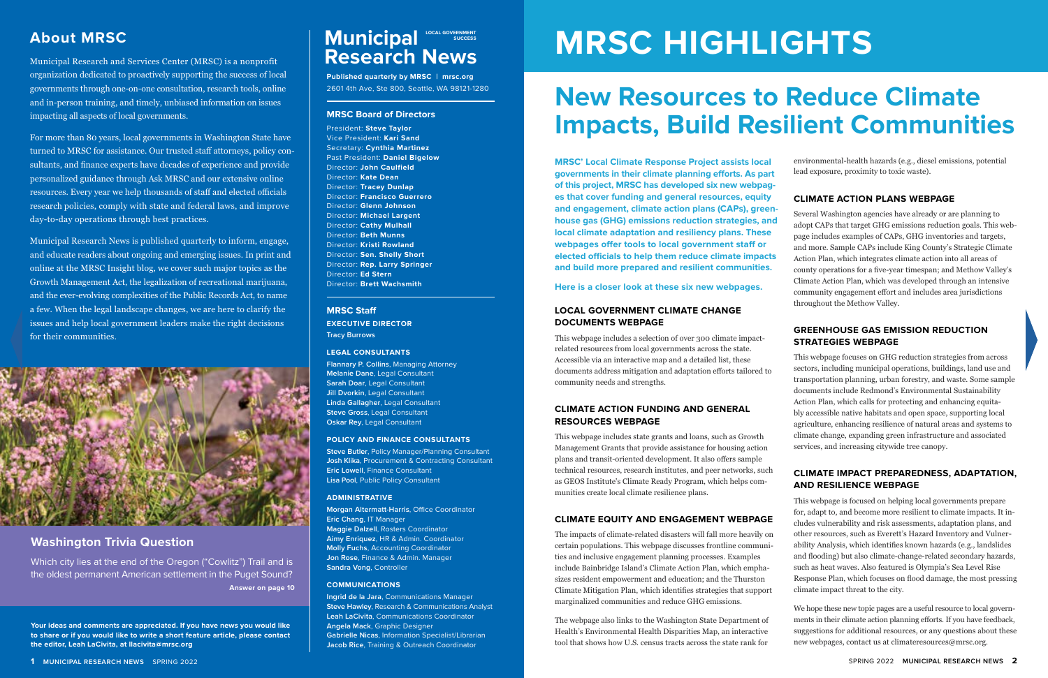## About MRSC

Municipal Research and Services Center (MRSC) is a nonprofit organization dedicated to proactively supporting the success of local governments through one-on-one consultation, research tools, online and in-person training, and timely, unbiased information on issues impacting all aspects of local governments.

For more than 80 years, local governments in Washington State have turned to MRSC for assistance. Our trusted staff attorneys, policy consultants, and finance experts have decades of experience and provide personalized guidance through Ask MRSC and our extensive online resources. Every year we help thousands of staff and elected officials research policies, comply with state and federal laws, and improve day-to-day operations through best practices.

Municipal Research News is published quarterly to inform, engage, and educate readers about ongoing and emerging issues. In print and online at the MRSC Insight blog, we cover such major topics as the Growth Management Act, the legalization of recreational marijuana, and the ever-evolving complexities of the Public Records Act, to name a few. When the legal landscape changes, we are here to clarify the issues and help local government leaders make the right decisions for their communities.

## Washington Trivia Question

Which city lies at the end of the Oregon ("Cowlitz") Trail and is the oldest permanent American settlement in the Puget Sound?

**Answer on page 10**

**Your ideas and comments are appreciated. If you have news you would like to share or if you would like to write a short feature article, please contact the editor, Leah LaCivita, at llacivita@mrsc.org**

# Municipal Research News

LOCAL GOVERNMENT SUCCESS

**Published quarterly by MRSC | mrsc.org**
2601 4th Ave, Ste 800, Seattle, WA 98121-1280

### MRSC Board of Directors

President: **Steve Taylor**
Vice President: **Kari Sand**
Secretary: **Cynthia Martinez**
Past President: **Daniel Bigelow**
Director: **John Caulfield**
Director: **Kate Dean**
Director: **Tracey Dunlap**
Director: **Francisco Guerrero**
Director: **Glenn Johnson**
Director: **Michael Largent**
Director: **Cathy Mulhall**
Director: **Beth Munns**
Director: **Kristi Rowland**
Director: **Sen. Shelly Short**
Director: **Rep. Larry Springer**
Director: **Ed Stern**
Director: **Brett Wachsmith**

### MRSC Staff

**EXECUTIVE DIRECTOR**
Tracy Burrows

**LEGAL CONSULTANTS**
**Flannary P. Collins**, Managing Attorney
**Melanie Dane**, Legal Consultant
**Sarah Doar**, Legal Consultant
**Jill Dvorkin**, Legal Consultant
**Linda Gallagher**, Legal Consultant
**Steve Gross**, Legal Consultant
**Oskar Rey**, Legal Consultant

**POLICY AND FINANCE CONSULTANTS**
**Steve Butler**, Policy Manager/Planning Consultant
**Josh Klika**, Procurement & Contracting Consultant
**Eric Lowell**, Finance Consultant
**Lisa Pool**, Public Policy Consultant

**ADMINISTRATIVE**
**Morgan Altermatt-Harris**, Office Coordinator
**Eric Chang**, IT Manager
**Maggie Dalzell**, Rosters Coordinator
**Aimy Enriquez**, HR & Admin. Coordinator
**Molly Fuchs**, Accounting Coordinator
**Jon Rose**, Finance & Admin. Manager
**Sandra Vong**, Controller

**COMMUNICATIONS**
**Ingrid de la Jara**, Communications Manager
**Steve Hawley**, Research & Communications Analyst
**Leah LaCivita**, Communications Coordinator
**Angela Mack**, Graphic Designer
**Gabrielle Nicas**, Information Specialist/Librarian
**Jacob Rice**, Training & Outreach Coordinator

# MRSC HIGHLIGHTS

## New Resources to Reduce Climate Impacts, Build Resilient Communities

**MRSC' Local Climate Response Project assists local governments in their climate planning efforts. As part of this project, MRSC has developed six new webpages that cover funding and general resources, equity and engagement, climate action plans (CAPs), greenhouse gas (GHG) emissions reduction strategies, and local climate adaptation and resiliency plans. These webpages offer tools to local government staff or elected officials to help them reduce climate impacts and build more prepared and resilient communities.**

**Here is a closer look at these six new webpages.**

### LOCAL GOVERNMENT CLIMATE CHANGE DOCUMENTS WEBPAGE

This webpage includes a selection of over 300 climate impact-related resources from local governments across the state. Accessible via an interactive map and a detailed list, these documents address mitigation and adaptation efforts tailored to community needs and strengths.

### CLIMATE ACTION FUNDING AND GENERAL RESOURCES WEBPAGE

This webpage includes state grants and loans, such as Growth Management Grants that provide assistance for housing action plans and transit-oriented development. It also offers sample technical resources, research institutes, and peer networks, such as GEOS Institute's Climate Ready Program, which helps communities create local climate resilience plans.

### CLIMATE EQUITY AND ENGAGEMENT WEBPAGE

The impacts of climate-related disasters will fall more heavily on certain populations. This webpage discusses frontline communities and inclusive engagement planning processes. Examples include Bainbridge Island's Climate Action Plan, which emphasizes resident empowerment and education; and the Thurston Climate Mitigation Plan, which identifies strategies that support marginalized communities and reduce GHG emissions.

The webpage also links to the Washington State Department of Health's Environmental Health Disparities Map, an interactive tool that shows how U.S. census tracts across the state rank for environmental-health hazards (e.g., diesel emissions, potential lead exposure, proximity to toxic waste).

### CLIMATE ACTION PLANS WEBPAGE

Several Washington agencies have already or are planning to adopt CAPs that target GHG emissions reduction goals. This webpage includes examples of CAPs, GHG inventories and targets, and more. Sample CAPs include King County's Strategic Climate Action Plan, which integrates climate action into all areas of county operations for a five-year timespan; and Methow Valley's Climate Action Plan, which was developed through an intensive community engagement effort and includes area jurisdictions throughout the Methow Valley.

### GREENHOUSE GAS EMISSION REDUCTION STRATEGIES WEBPAGE

This webpage focuses on GHG reduction strategies from across sectors, including municipal operations, buildings, land use and transportation planning, urban forestry, and waste. Some sample documents include Redmond's Environmental Sustainability Action Plan, which calls for protecting and enhancing equitably accessible native habitats and open space, supporting local agriculture, enhancing resilience of natural areas and systems to climate change, expanding green infrastructure and associated services, and increasing citywide tree canopy.

### CLIMATE IMPACT PREPAREDNESS, ADAPTATION, AND RESILIENCE WEBPAGE

This webpage is focused on helping local governments prepare for, adapt to, and become more resilient to climate impacts. It includes vulnerability and risk assessments, adaptation plans, and other resources, such as Everett's Hazard Inventory and Vulnerability Analysis, which identifies known hazards (e.g., landslides and flooding) but also climate-change-related secondary hazards, such as heat waves. Also featured is Olympia's Sea Level Rise Response Plan, which focuses on flood damage, the most pressing climate impact threat to the city.

We hope these new topic pages are a useful resource to local governments in their climate action planning efforts. If you have feedback, suggestions for additional resources, or any questions about these new webpages, contact us at climateresources@mrsc.org.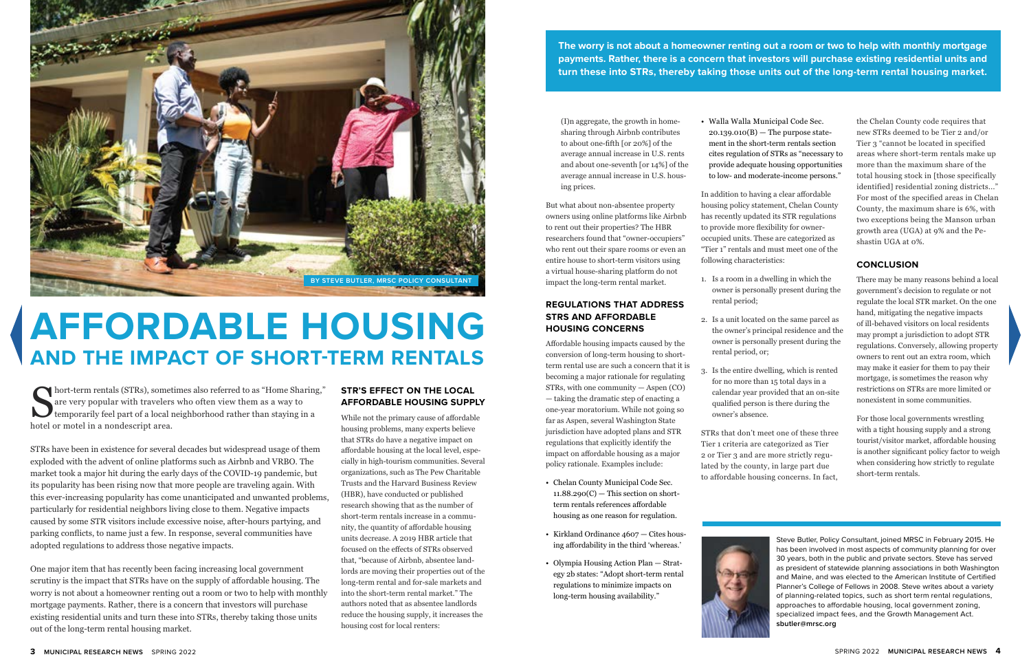# AFFORDABLE HOUSING

## AND THE IMPACT OF SHORT-TERM RENTALS

BY STEVE BUTLER, MRSC POLICY CONSULTANT

Short-term rentals (STRs), sometimes also referred to as "Home Sharing," are very popular with travelers who often view them as a way to temporarily feel part of a local neighborhood rather than staying in a hotel or motel in a nondescript area.

STRs have been in existence for several decades but widespread usage of them exploded with the advent of online platforms such as Airbnb and VRBO. The market took a major hit during the early days of the COVID-19 pandemic, but its popularity has been rising now that more people are traveling again. With this ever-increasing popularity has come unanticipated and unwanted problems, particularly for residential neighbors living close to them. Negative impacts caused by some STR visitors include excessive noise, after-hours partying, and parking conflicts, to name just a few. In response, several communities have adopted regulations to address those negative impacts.

One major item that has recently been facing increasing local government scrutiny is the impact that STRs have on the supply of affordable housing. The worry is not about a homeowner renting out a room or two to help with monthly mortgage payments. Rather, there is a concern that investors will purchase existing residential units and turn these into STRs, thereby taking those units out of the long-term rental housing market.

### STR'S EFFECT ON THE LOCAL AFFORDABLE HOUSING SUPPLY

While not the primary cause of affordable housing problems, many experts believe that STRs do have a negative impact on affordable housing at the local level, especially in high-tourism communities. Several organizations, such as The Pew Charitable Trusts and the Harvard Business Review (HBR), have conducted or published research showing that as the number of short-term rentals increase in a community, the quantity of affordable housing units decrease. A 2019 HBR article that focused on the effects of STRs observed that, "because of Airbnb, absentee landlords are moving their properties out of the long-term rental and for-sale markets and into the short-term rental market." The authors noted that as absentee landlords reduce the housing supply, it increases the housing cost for local renters:

> (I)n aggregate, the growth in home-sharing through Airbnb contributes to about one-fifth [or 20%] of the average annual increase in U.S. rents and about one-seventh [or 14%] of the average annual increase in U.S. housing prices.

But what about non-absentee property owners using online platforms like Airbnb to rent out their properties? The HBR researchers found that "owner-occupiers" who rent out their spare rooms or even an entire house to short-term visitors using a virtual house-sharing platform do not impact the long-term rental market.

### REGULATIONS THAT ADDRESS STRS AND AFFORDABLE HOUSING CONCERNS

Affordable housing impacts caused by the conversion of long-term housing to short-term rental use are such a concern that it is becoming a major rationale for regulating STRs, with one community — Aspen (CO) — taking the dramatic step of enacting a one-year moratorium. While not going so far as Aspen, several Washington State jurisdiction have adopted plans and STR regulations that explicitly identify the impact on affordable housing as a major policy rationale. Examples include:

- Chelan County Municipal Code Sec. 11.88.290(C) — This section on short-term rentals references affordable housing as one reason for regulation.
- Kirkland Ordinance 4607 — Cites housing affordability in the third 'whereas.'
- Olympia Housing Action Plan — Strategy 2b states: "Adopt short-term rental regulations to minimize impacts on long-term housing availability."
- Walla Walla Municipal Code Sec. 20.139.010(B) — The purpose statement in the short-term rentals section cites regulation of STRs as "necessary to provide adequate housing opportunities to low- and moderate-income persons."

In addition to having a clear affordable housing policy statement, Chelan County has recently updated its STR regulations to provide more flexibility for owner-occupied units. These are categorized as "Tier 1" rentals and must meet one of the following characteristics:

1. Is a room in a dwelling in which the owner is personally present during the rental period;
2. Is a unit located on the same parcel as the owner's principal residence and the owner is personally present during the rental period, or;
3. Is the entire dwelling, which is rented for no more than 15 total days in a calendar year provided that an on-site qualified person is there during the owner's absence.

STRs that don't meet one of these three Tier 1 criteria are categorized as Tier 2 or Tier 3 and are more strictly regulated by the county, in large part due to affordable housing concerns. In fact, the Chelan County code requires that new STRs deemed to be Tier 2 and/or Tier 3 "cannot be located in specified areas where short-term rentals make up more than the maximum share of the total housing stock in [those specifically identified] residential zoning districts…" For most of the specified areas in Chelan County, the maximum share is 6%, with two exceptions being the Manson urban growth area (UGA) at 9% and the Peshastin UGA at 0%.

### CONCLUSION

There may be many reasons behind a local government's decision to regulate or not regulate the local STR market. On the one hand, mitigating the negative impacts of ill-behaved visitors on local residents may prompt a jurisdiction to adopt STR regulations. Conversely, allowing property owners to rent out an extra room, which may make it easier for them to pay their mortgage, is sometimes the reason why restrictions on STRs are more limited or nonexistent in some communities.

For those local governments wrestling with a tight housing supply and a strong tourist/visitor market, affordable housing is another significant policy factor to weigh when considering how strictly to regulate short-term rentals.

**The worry is not about a homeowner renting out a room or two to help with monthly mortgage payments. Rather, there is a concern that investors will purchase existing residential units and turn these into STRs, thereby taking those units out of the long-term rental housing market.**

Steve Butler, Policy Consultant, joined MRSC in February 2015. He has been involved in most aspects of community planning for over 30 years, both in the public and private sectors. Steve has served as president of statewide planning associations in both Washington and Maine, and was elected to the American Institute of Certified Planner's College of Fellows in 2008. Steve writes about a variety of planning-related topics, such as short term rental regulations, approaches to affordable housing, local government zoning, specialized impact fees, and the Growth Management Act. **sbutler@mrsc.org**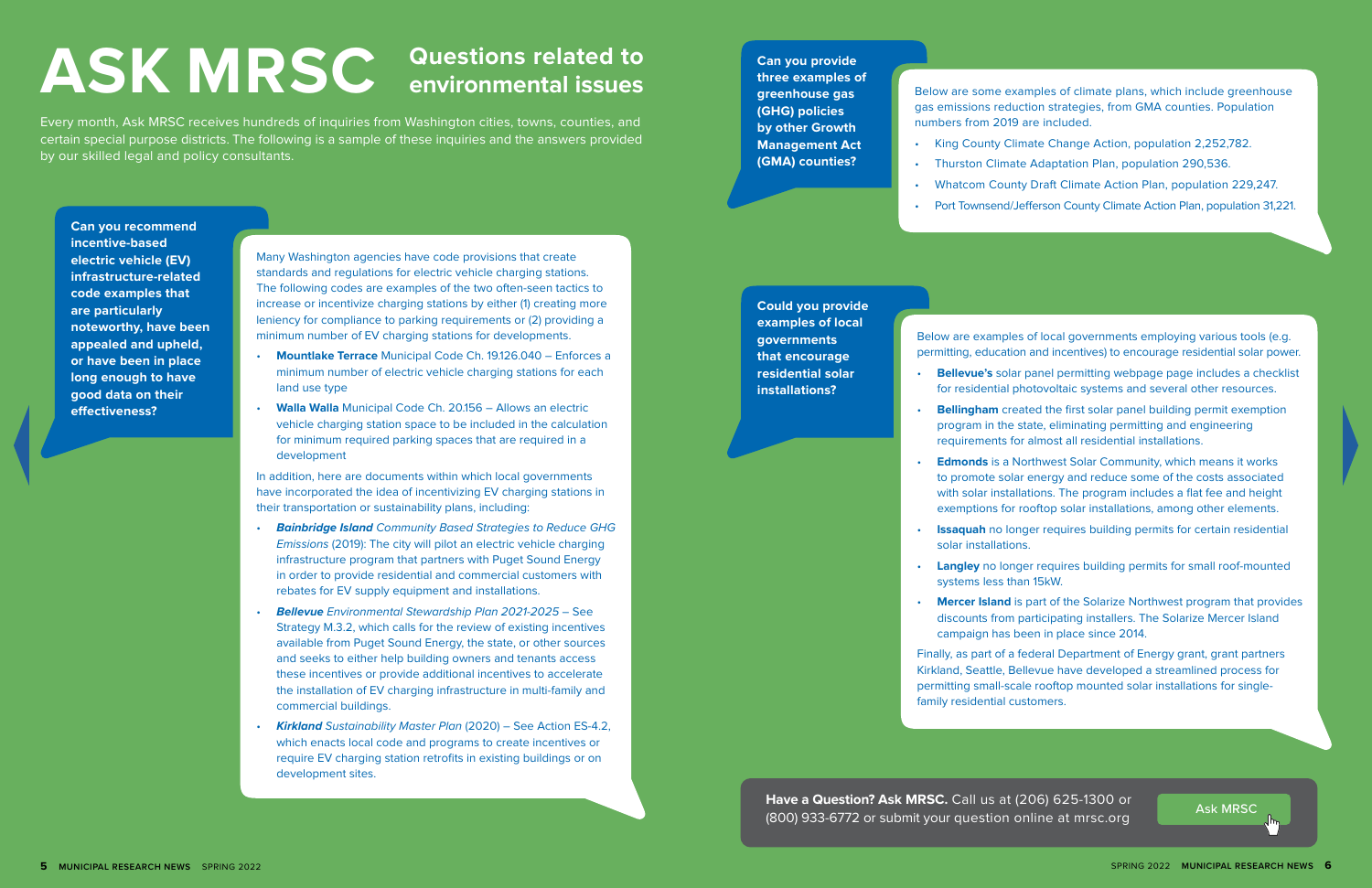# ASK MRSC

## Questions related to environmental issues

Every month, Ask MRSC receives hundreds of inquiries from Washington cities, towns, counties, and certain special purpose districts. The following is a sample of these inquiries and the answers provided by our skilled legal and policy consultants.

**Can you recommend incentive-based electric vehicle (EV) infrastructure-related code examples that are particularly noteworthy, have been appealed and upheld, or have been in place long enough to have good data on their effectiveness?**

Many Washington agencies have code provisions that create standards and regulations for electric vehicle charging stations. The following codes are examples of the two often-seen tactics to increase or incentivize charging stations by either (1) creating more leniency for compliance to parking requirements or (2) providing a minimum number of EV charging stations for developments.

- **Mountlake Terrace** Municipal Code Ch. 19.126.040 – Enforces a minimum number of electric vehicle charging stations for each land use type
- **Walla Walla** Municipal Code Ch. 20.156 – Allows an electric vehicle charging station space to be included in the calculation for minimum required parking spaces that are required in a development

In addition, here are documents within which local governments have incorporated the idea of incentivizing EV charging stations in their transportation or sustainability plans, including:

- ***Bainbridge Island*** *Community Based Strategies to Reduce GHG Emissions* (2019): The city will pilot an electric vehicle charging infrastructure program that partners with Puget Sound Energy in order to provide residential and commercial customers with rebates for EV supply equipment and installations.
- ***Bellevue*** *Environmental Stewardship Plan 2021-2025* – See Strategy M.3.2, which calls for the review of existing incentives available from Puget Sound Energy, the state, or other sources and seeks to either help building owners and tenants access these incentives or provide additional incentives to accelerate the installation of EV charging infrastructure in multi-family and commercial buildings.
- ***Kirkland*** *Sustainability Master Plan* (2020) – See Action ES-4.2, which enacts local code and programs to create incentives or require EV charging station retrofits in existing buildings or on development sites.

**Can you provide three examples of greenhouse gas (GHG) policies by other Growth Management Act (GMA) counties?**

Below are some examples of climate plans, which include greenhouse gas emissions reduction strategies, from GMA counties. Population numbers from 2019 are included.

- King County Climate Change Action, population 2,252,782.
- Thurston Climate Adaptation Plan, population 290,536.
- Whatcom County Draft Climate Action Plan, population 229,247.
- Port Townsend/Jefferson County Climate Action Plan, population 31,221.

**Could you provide examples of local governments that encourage residential solar installations?**

Below are examples of local governments employing various tools (e.g. permitting, education and incentives) to encourage residential solar power.

- **Bellevue's** solar panel permitting webpage page includes a checklist for residential photovoltaic systems and several other resources.
- **Bellingham** created the first solar panel building permit exemption program in the state, eliminating permitting and engineering requirements for almost all residential installations.
- **Edmonds** is a Northwest Solar Community, which means it works to promote solar energy and reduce some of the costs associated with solar installations. The program includes a flat fee and height exemptions for rooftop solar installations, among other elements.
- **Issaquah** no longer requires building permits for certain residential solar installations.
- **Langley** no longer requires building permits for small roof-mounted systems less than 15kW.
- **Mercer Island** is part of the Solarize Northwest program that provides discounts from participating installers. The Solarize Mercer Island campaign has been in place since 2014.

Finally, as part of a federal Department of Energy grant, grant partners Kirkland, Seattle, Bellevue have developed a streamlined process for permitting small-scale rooftop mounted solar installations for single-family residential customers.

**Have a Question? Ask MRSC.** Call us at (206) 625-1300 or (800) 933-6772 or submit your question online at mrsc.org

Ask MRSC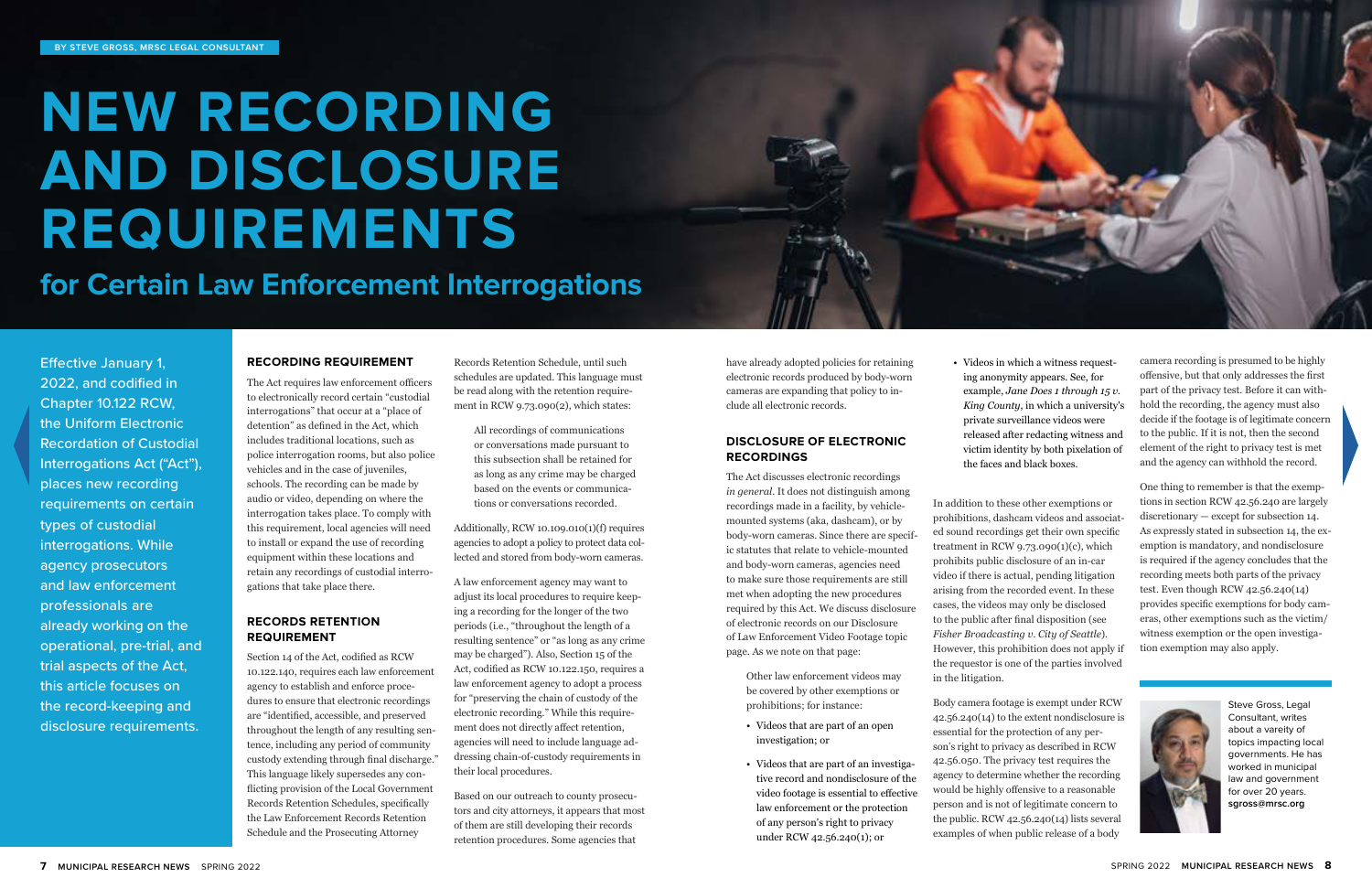BY STEVE GROSS, MRSC LEGAL CONSULTANT

# NEW RECORDING AND DISCLOSURE REQUIREMENTS

## for Certain Law Enforcement Interrogations

Effective January 1, 2022, and codified in Chapter 10.122 RCW, the Uniform Electronic Recordation of Custodial Interrogations Act ("Act"), places new recording requirements on certain types of custodial interrogations. While agency prosecutors and law enforcement professionals are already working on the operational, pre-trial, and trial aspects of the Act, this article focuses on the record-keeping and disclosure requirements.

### RECORDING REQUIREMENT

The Act requires law enforcement officers to electronically record certain "custodial interrogations" that occur at a "place of detention" as defined in the Act, which includes traditional locations, such as police interrogation rooms, but also police vehicles and in the case of juveniles, schools. The recording can be made by audio or video, depending on where the interrogation takes place. To comply with this requirement, local agencies will need to install or expand the use of recording equipment within these locations and retain any recordings of custodial interrogations that take place there.

### RECORDS RETENTION REQUIREMENT

Section 14 of the Act, codified as RCW 10.122.140, requires each law enforcement agency to establish and enforce procedures to ensure that electronic recordings are "identified, accessible, and preserved throughout the length of any resulting sentence, including any period of community custody extending through final discharge." This language likely supersedes any conflicting provision of the Local Government Records Retention Schedules, specifically the Law Enforcement Records Retention Schedule and the Prosecuting Attorney Records Retention Schedule, until such schedules are updated. This language must be read along with the retention requirement in RCW 9.73.090(2), which states:

> All recordings of communications or conversations made pursuant to this subsection shall be retained for as long as any crime may be charged based on the events or communications or conversations recorded.

Additionally, RCW 10.109.010(1)(f) requires agencies to adopt a policy to protect data collected and stored from body-worn cameras.

A law enforcement agency may want to adjust its local procedures to require keeping a recording for the longer of the two periods (i.e., "throughout the length of a resulting sentence" or "as long as any crime may be charged"). Also, Section 15 of the Act, codified as RCW 10.122.150, requires a law enforcement agency to adopt a process for "preserving the chain of custody of the electronic recording." While this requirement does not directly affect retention, agencies will need to include language addressing chain-of-custody requirements in their local procedures.

Based on our outreach to county prosecutors and city attorneys, it appears that most of them are still developing their records retention procedures. Some agencies that have already adopted policies for retaining electronic records produced by body-worn cameras are expanding that policy to include all electronic records.

### DISCLOSURE OF ELECTRONIC RECORDINGS

The Act discusses electronic recordings *in general*. It does not distinguish among recordings made in a facility, by vehicle-mounted systems (aka, dashcam), or by body-worn cameras. Since there are specific statutes that relate to vehicle-mounted and body-worn cameras, agencies need to make sure those requirements are still met when adopting the new procedures required by this Act. We discuss disclosure of electronic records on our Disclosure of Law Enforcement Video Footage topic page. As we note on that page:

> Other law enforcement videos may be covered by other exemptions or prohibitions; for instance:
>
> - Videos that are part of an open investigation; or
> - Videos that are part of an investigative record and nondisclosure of the video footage is essential to effective law enforcement or the protection of any person's right to privacy under RCW 42.56.240(1); or
> - Videos in which a witness requesting anonymity appears. See, for example, *Jane Does 1 through 15 v. King County*, in which a university's private surveillance videos were released after redacting witness and victim identity by both pixelation of the faces and black boxes.

In addition to these other exemptions or prohibitions, dashcam videos and associated sound recordings get their own specific treatment in RCW 9.73.090(1)(c), which prohibits public disclosure of an in-car video if there is actual, pending litigation arising from the recorded event. In these cases, the videos may only be disclosed to the public after final disposition (see *Fisher Broadcasting v. City of Seattle*). However, this prohibition does not apply if the requestor is one of the parties involved in the litigation.

Body camera footage is exempt under RCW 42.56.240(14) to the extent nondisclosure is essential for the protection of any person's right to privacy as described in RCW 42.56.050. The privacy test requires the agency to determine whether the recording would be highly offensive to a reasonable person and is not of legitimate concern to the public. RCW 42.56.240(14) lists several examples of when public release of a body camera recording is presumed to be highly offensive, but that only addresses the first part of the privacy test. Before it can withhold the recording, the agency must also decide if the footage is of legitimate concern to the public. If it is not, then the second element of the right to privacy test is met and the agency can withhold the record.

One thing to remember is that the exemptions in section RCW 42.56.240 are largely discretionary — except for subsection 14. As expressly stated in subsection 14, the exemption is mandatory, and nondisclosure is required if the agency concludes that the recording meets both parts of the privacy test. Even though RCW 42.56.240(14) provides specific exemptions for body cameras, other exemptions such as the victim/witness exemption or the open investigation exemption may also apply.

Steve Gross, Legal Consultant, writes about a variety of topics impacting local governments. He has worked in municipal law and government for over 20 years. **sgross@mrsc.org**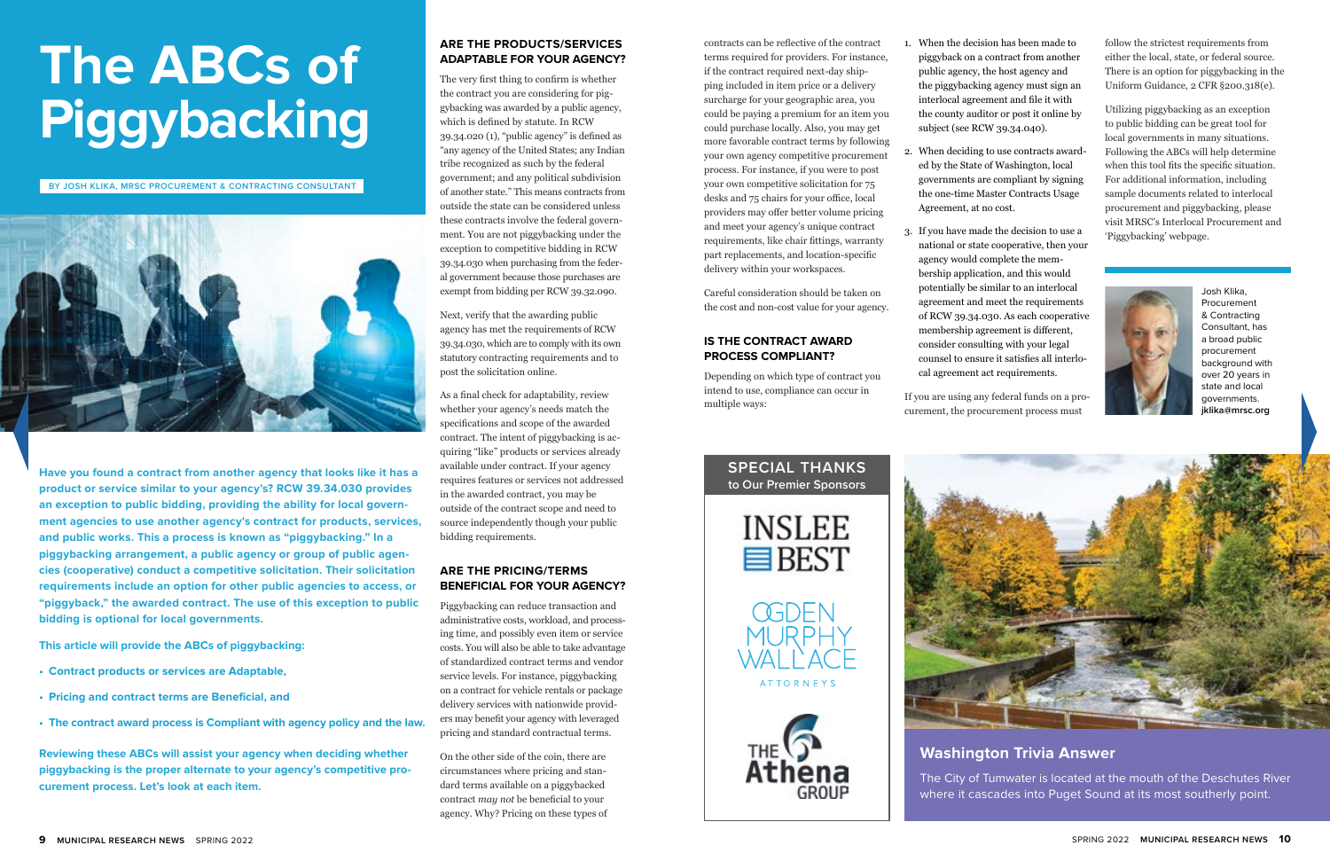# The ABCs of Piggybacking

BY JOSH KLIKA, MRSC PROCUREMENT & CONTRACTING CONSULTANT

**Have you found a contract from another agency that looks like it has a product or service similar to your agency's? RCW 39.34.030 provides an exception to public bidding, providing the ability for local government agencies to use another agency's contract for products, services, and public works. This a process is known as "piggybacking." In a piggybacking arrangement, a public agency or group of public agencies (cooperative) conduct a competitive solicitation. Their solicitation requirements include an option for other public agencies to access, or "piggyback," the awarded contract. The use of this exception to public bidding is optional for local governments.**

**This article will provide the ABCs of piggybacking:**

- **Contract products or services are Adaptable,**
- **Pricing and contract terms are Beneficial, and**
- **The contract award process is Compliant with agency policy and the law.**

**Reviewing these ABCs will assist your agency when deciding whether piggybacking is the proper alternate to your agency's competitive procurement process. Let's look at each item.**

## ARE THE PRODUCTS/SERVICES ADAPTABLE FOR YOUR AGENCY?

The very first thing to confirm is whether the contract you are considering for piggybacking was awarded by a public agency, which is defined by statute. In RCW 39.34.020 (1), "public agency" is defined as "any agency of the United States; any Indian tribe recognized as such by the federal government; and any political subdivision of another state." This means contracts from outside the state can be considered unless these contracts involve the federal government. You are not piggybacking under the exception to competitive bidding in RCW 39.34.030 when purchasing from the federal government because those purchases are exempt from bidding per RCW 39.32.090.

Next, verify that the awarding public agency has met the requirements of RCW 39.34.030, which are to comply with its own statutory contracting requirements and to post the solicitation online.

As a final check for adaptability, review whether your agency's needs match the specifications and scope of the awarded contract. The intent of piggybacking is acquiring "like" products or services already available under contract. If your agency requires features or services not addressed in the awarded contract, you may be outside of the contract scope and need to source independently though your public bidding requirements.

## ARE THE PRICING/TERMS BENEFICIAL FOR YOUR AGENCY?

Piggybacking can reduce transaction and administrative costs, workload, and processing time, and possibly even item or service costs. You will also be able to take advantage of standardized contract terms and vendor service levels. For instance, piggybacking on a contract for vehicle rentals or package delivery services with nationwide providers may benefit your agency with leveraged pricing and standard contractual terms.

On the other side of the coin, there are circumstances where pricing and standard terms available on a piggybacked contract *may not* be beneficial to your agency. Why? Pricing on these types of contracts can be reflective of the contract terms required for providers. For instance, if the contract required next-day shipping included in item price or a delivery surcharge for your geographic area, you could be paying a premium for an item you could purchase locally. Also, you may get more favorable contract terms by following your own agency competitive procurement process. For instance, if you were to post your own competitive solicitation for 75 desks and 75 chairs for your office, local providers may offer better volume pricing and meet your agency's unique contract requirements, like chair fittings, warranty part replacements, and location-specific delivery within your workspaces.

Careful consideration should be taken on the cost and non-cost value for your agency.

## IS THE CONTRACT AWARD PROCESS COMPLIANT?

Depending on which type of contract you intend to use, compliance can occur in multiple ways:

1. When the decision has been made to piggyback on a contract from another public agency, the host agency and the piggybacking agency must sign an interlocal agreement and file it with the county auditor or post it online by subject (see RCW 39.34.040).
2. When deciding to use contracts awarded by the State of Washington, local governments are compliant by signing the one-time Master Contracts Usage Agreement, at no cost.
3. If you have made the decision to use a national or state cooperative, then your agency would complete the membership application, and this would potentially be similar to an interlocal agreement and meet the requirements of RCW 39.34.030. As each cooperative membership agreement is different, consider consulting with your legal counsel to ensure it satisfies all interlocal agreement act requirements.

If you are using any federal funds on a procurement, the procurement process must follow the strictest requirements from either the local, state, or federal source. There is an option for piggybacking in the Uniform Guidance, 2 CFR §200.318(e).

Utilizing piggybacking as an exception to public bidding can be great tool for local governments in many situations. Following the ABCs will help determine when this tool fits the specific situation. For additional information, including sample documents related to interlocal procurement and piggybacking, please visit MRSC's Interlocal Procurement and 'Piggybacking' webpage.

Josh Klika, Procurement & Contracting Consultant, has a broad public procurement background with over 20 years in state and local governments. **jklika@mrsc.org**

SPECIAL THANKS
to Our Premier Sponsors

INSLEE BEST

OGDEN MURPHY WALLACE ATTORNEYS

THE Athena GROUP

## Washington Trivia Answer

The City of Tumwater is located at the mouth of the Deschutes River where it cascades into Puget Sound at its most southerly point.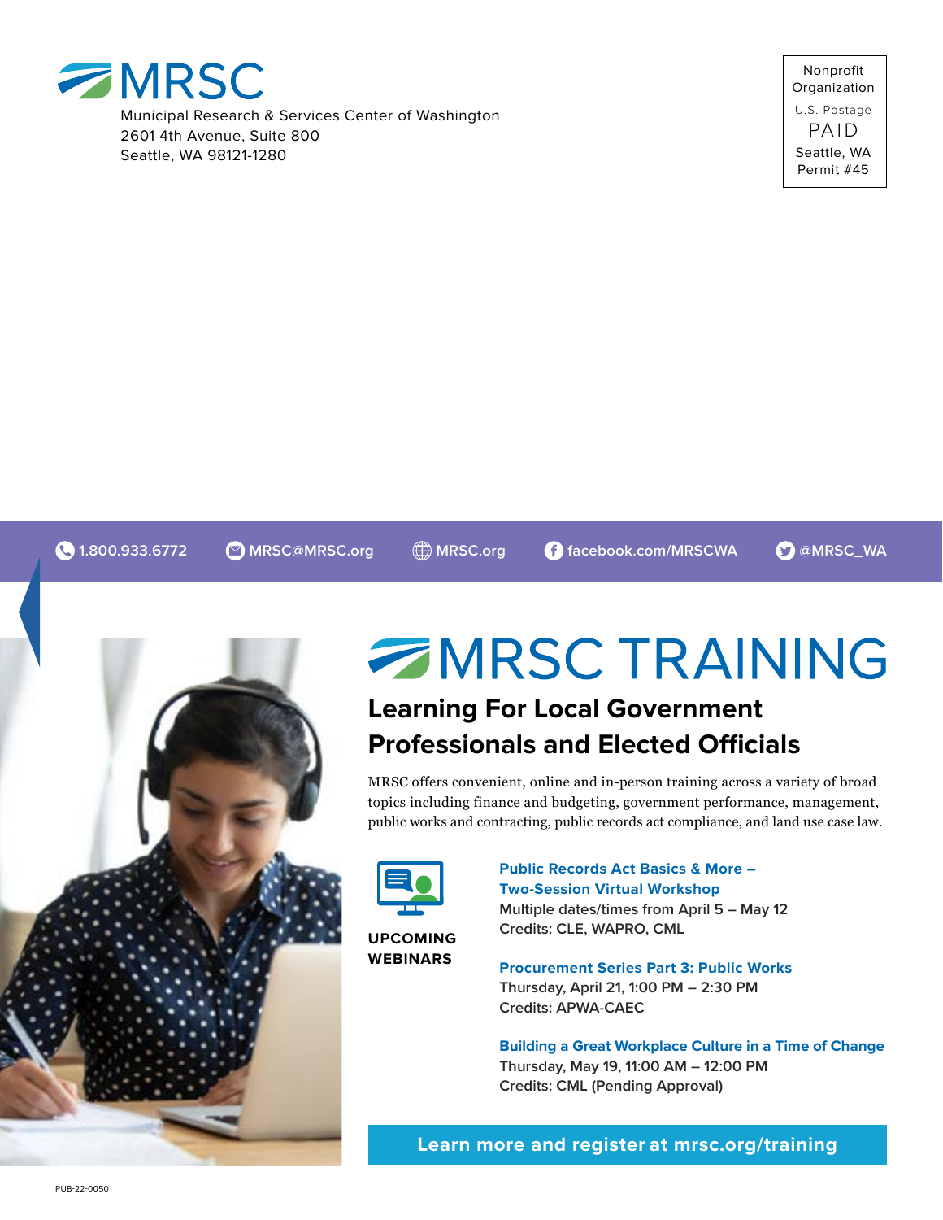MRSC

Municipal Research & Services Center of Washington
2601 4th Avenue, Suite 800
Seattle, WA 98121-1280

Nonprofit Organization
U.S. Postage
PAID
Seattle, WA
Permit #45

1.800.933.6772 | MRSC@MRSC.org | MRSC.org | facebook.com/MRSCWA | @MRSC_WA

# MRSC TRAINING

## Learning For Local Government Professionals and Elected Officials

MRSC offers convenient, online and in-person training across a variety of broad topics including finance and budgeting, government performance, management, public works and contracting, public records act compliance, and land use case law.

**UPCOMING WEBINARS**

**Public Records Act Basics & More – Two-Session Virtual Workshop**
Multiple dates/times from April 5 – May 12
Credits: CLE, WAPRO, CML

**Procurement Series Part 3: Public Works**
Thursday, April 21, 1:00 PM – 2:30 PM
Credits: APWA-CAEC

**Building a Great Workplace Culture in a Time of Change**
Thursday, May 19, 11:00 AM – 12:00 PM
Credits: CML (Pending Approval)

**Learn more and register at mrsc.org/training**

PUB-22-0050